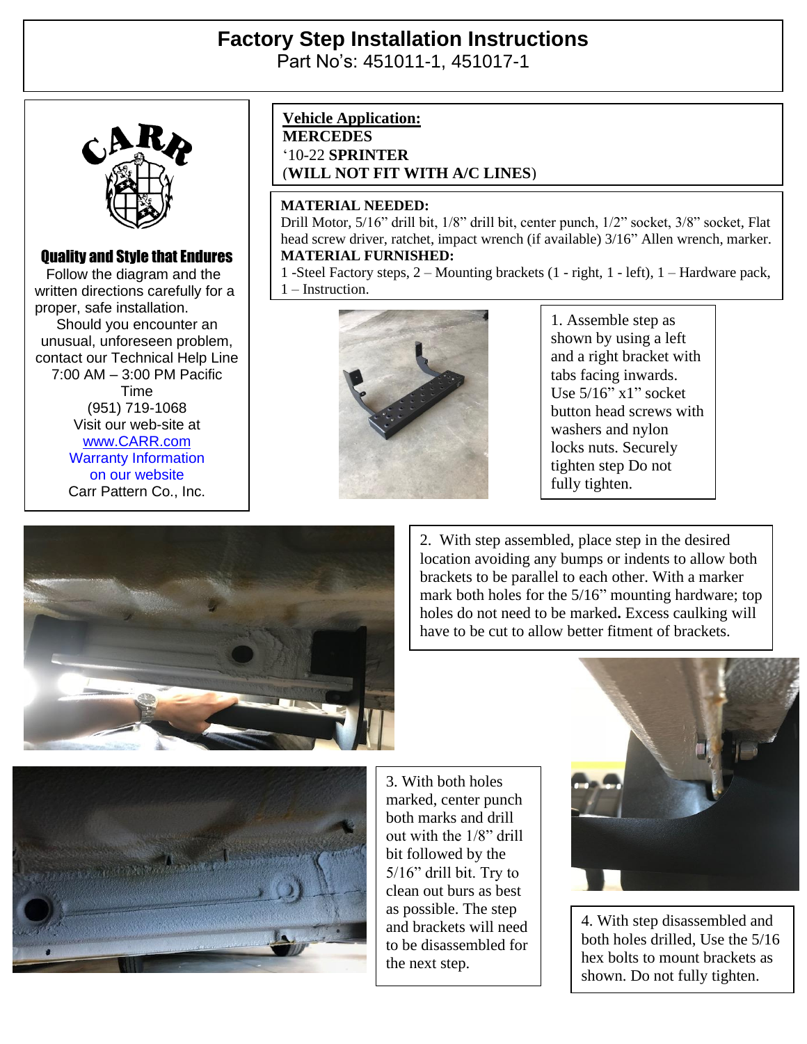# Factory Step Installation Instructions

Part No's: 451011-1, 451017-1

**Quality and Style that Endures**

Follow the diagram and the written directions carefully for a proper, safe installation.

Should you encounter an unusual, unforeseen problem, contact our Technical Help Line 7:00 AM – 3:00 PM Pacific Time

(951) 719-1068

Visit our web-site at

www.CARR.com

Warranty Information on our website

Carr Pattern Co., Inc.

**Vehicle Application:**
**MERCEDES**
'10-22 **SPRINTER**
(**WILL NOT FIT WITH A/C LINES**)

**MATERIAL NEEDED:**
Drill Motor, 5/16" drill bit, 1/8" drill bit, center punch, 1/2" socket, 3/8" socket, Flat head screw driver, ratchet, impact wrench (if available) 3/16" Allen wrench, marker.

**MATERIAL FURNISHED:**
1 -Steel Factory steps, 2 – Mounting brackets (1 - right, 1 - left), 1 – Hardware pack, 1 – Instruction.

1. Assemble step as shown by using a left and a right bracket with tabs facing inwards. Use 5/16" x1" socket button head screws with washers and nylon locks nuts. Securely tighten step Do not fully tighten.

2. With step assembled, place step in the desired location avoiding any bumps or indents to allow both brackets to be parallel to each other. With a marker mark both holes for the 5/16" mounting hardware; top holes do not need to be marked**.** Excess caulking will have to be cut to allow better fitment of brackets.

3. With both holes marked, center punch both marks and drill out with the 1/8" drill bit followed by the 5/16" drill bit. Try to clean out burs as best as possible. The step and brackets will need to be disassembled for the next step.

4. With step disassembled and both holes drilled, Use the 5/16 hex bolts to mount brackets as shown. Do not fully tighten.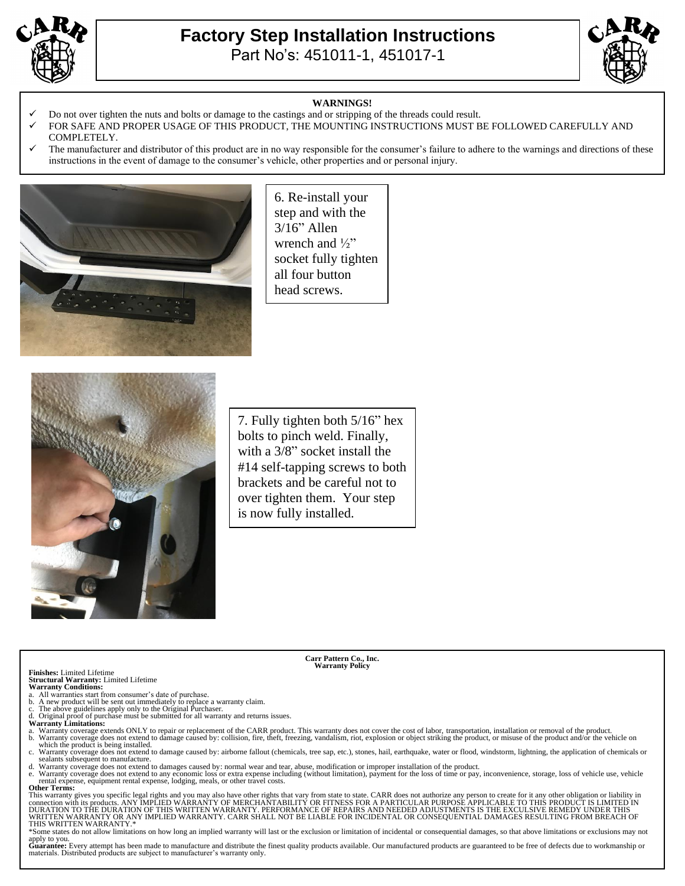# Factory Step Installation Instructions

Part No's: 451011-1, 451017-1

**WARNINGS!**

- ✓ Do not over tighten the nuts and bolts or damage to the castings and or stripping of the threads could result.
- ✓ FOR SAFE AND PROPER USAGE OF THIS PRODUCT, THE MOUNTING INSTRUCTIONS MUST BE FOLLOWED CAREFULLY AND COMPLETELY.
- ✓ The manufacturer and distributor of this product are in no way responsible for the consumer's failure to adhere to the warnings and directions of these instructions in the event of damage to the consumer's vehicle, other properties and or personal injury.

6. Re-install your step and with the 3/16" Allen wrench and ½" socket fully tighten all four button head screws.

7. Fully tighten both 5/16" hex bolts to pinch weld. Finally, with a 3/8" socket install the #14 self-tapping screws to both brackets and be careful not to over tighten them. Your step is now fully installed.

**Carr Pattern Co., Inc.**
**Warranty Policy**

**Finishes:** Limited Lifetime
**Structural Warranty:** Limited Lifetime
**Warranty Conditions:**

a. All warranties start from consumer's date of purchase.
b. A new product will be sent out immediately to replace a warranty claim.
c. The above guidelines apply only to the Original Purchaser.
d. Original proof of purchase must be submitted for all warranty and returns issues.

**Warranty Limitations:**

a. Warranty coverage extends ONLY to repair or replacement of the CARR product. This warranty does not cover the cost of labor, transportation, installation or removal of the product.
b. Warranty coverage does not extend to damage caused by: collision, fire, theft, freezing, vandalism, riot, explosion or object striking the product, or misuse of the product and/or the vehicle on which the product is being installed.
c. Warranty coverage does not extend to damage caused by: airborne fallout (chemicals, tree sap, etc.), stones, hail, earthquake, water or flood, windstorm, lightning, the application of chemicals or sealants subsequent to manufacture.
d. Warranty coverage does not extend to damages caused by: normal wear and tear, abuse, modification or improper installation of the product.
e. Warranty coverage does not extend to any economic loss or extra expense including (without limitation), payment for the loss of time or pay, inconvenience, storage, loss of vehicle use, vehicle rental expense, equipment rental expense, lodging, meals, or other travel costs.

**Other Terms:**

This warranty gives you specific legal rights and you may also have other rights that vary from state to state. CARR does not authorize any person to create for it any other obligation or liability in connection with its products. ANY IMPLIED WARRANTY OF MERCHANTABILITY OR FITNESS FOR A PARTICULAR PURPOSE APPLICABLE TO THIS PRODUCT IS LIMITED IN DURATION TO THE DURATION OF THIS WRITTEN WARRANTY. PERFORMANCE OF REPAIRS AND NEEDED ADJUSTMENTS IS THE EXCULSIVE REMEDY UNDER THIS WRITTEN WARRANTY OR ANY IMPLIED WARRANTY. CARR SHALL NOT BE LIABLE FOR INCIDENTAL OR CONSEQUENTIAL DAMAGES RESULTING FROM BREACH OF THIS WRITTEN WARRANTY.*

*Some states do not allow limitations on how long an implied warranty will last or the exclusion or limitation of incidental or consequential damages, so that above limitations or exclusions may not apply to you.

**Guarantee:** Every attempt has been made to manufacture and distribute the finest quality products available. Our manufactured products are guaranteed to be free of defects due to workmanship or materials. Distributed products are subject to manufacturer's warranty only.